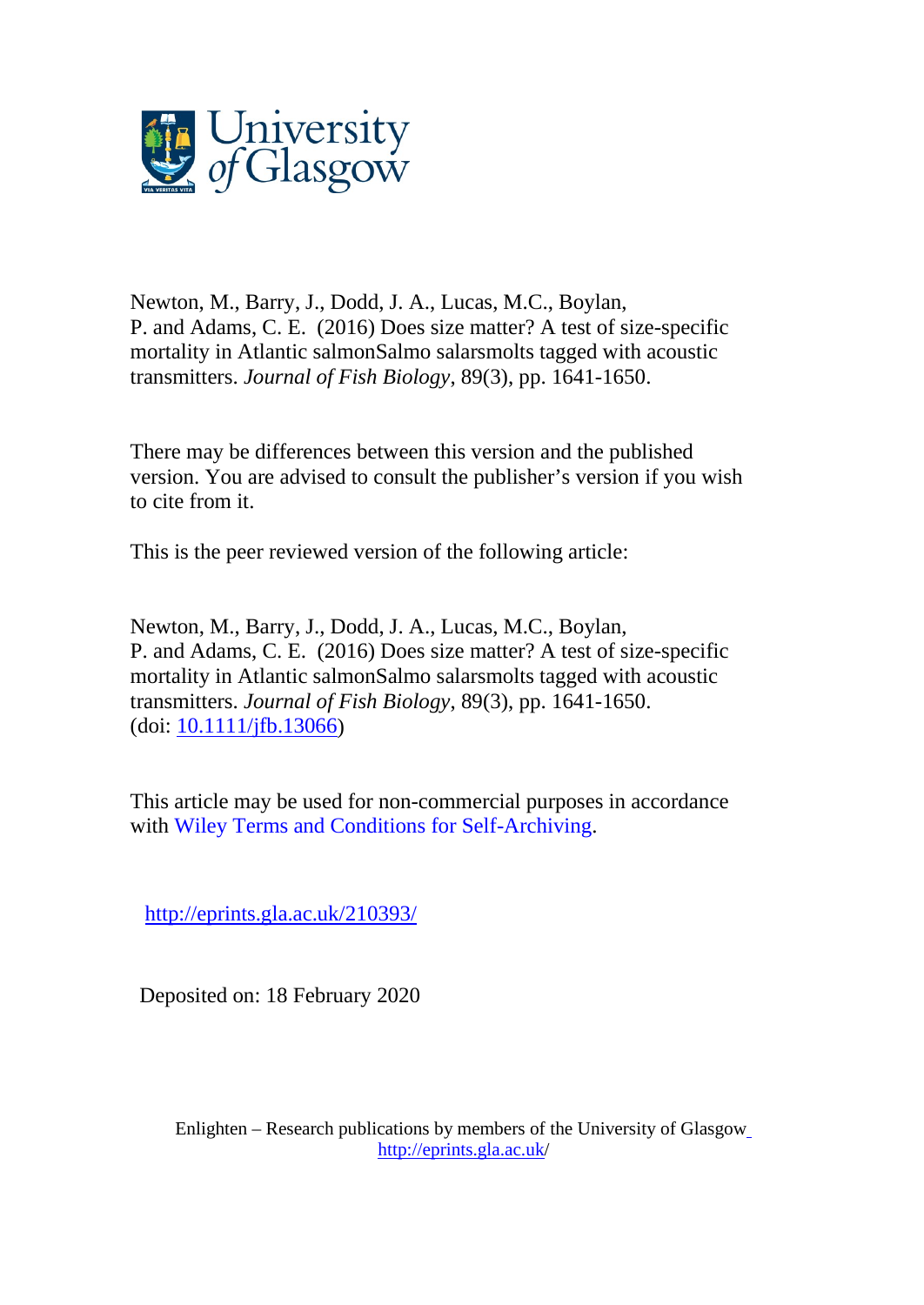University of Glasgow

Newton, M., Barry, J., Dodd, J. A., Lucas, M.C., Boylan, P. and Adams, C. E. (2016) Does size matter? A test of size-specific mortality in Atlantic salmonSalmo salarsmolts tagged with acoustic transmitters. *Journal of Fish Biology*, 89(3), pp. 1641-1650.

There may be differences between this version and the published version. You are advised to consult the publisher's version if you wish to cite from it.

This is the peer reviewed version of the following article:

Newton, M., Barry, J., Dodd, J. A., Lucas, M.C., Boylan, P. and Adams, C. E. (2016) Does size matter? A test of size-specific mortality in Atlantic salmonSalmo salarsmolts tagged with acoustic transmitters. *Journal of Fish Biology*, 89(3), pp. 1641-1650. (doi: [10.1111/jfb.13066](http://dx.doi.org/10.1111/jfb.13066))

This article may be used for non-commercial purposes in accordance with Wiley Terms and Conditions for Self-Archiving.

http://eprints.gla.ac.uk/210393/

Deposited on: 18 February 2020

Enlighten – Research publications by members of the University of Glasgow
http://eprints.gla.ac.uk/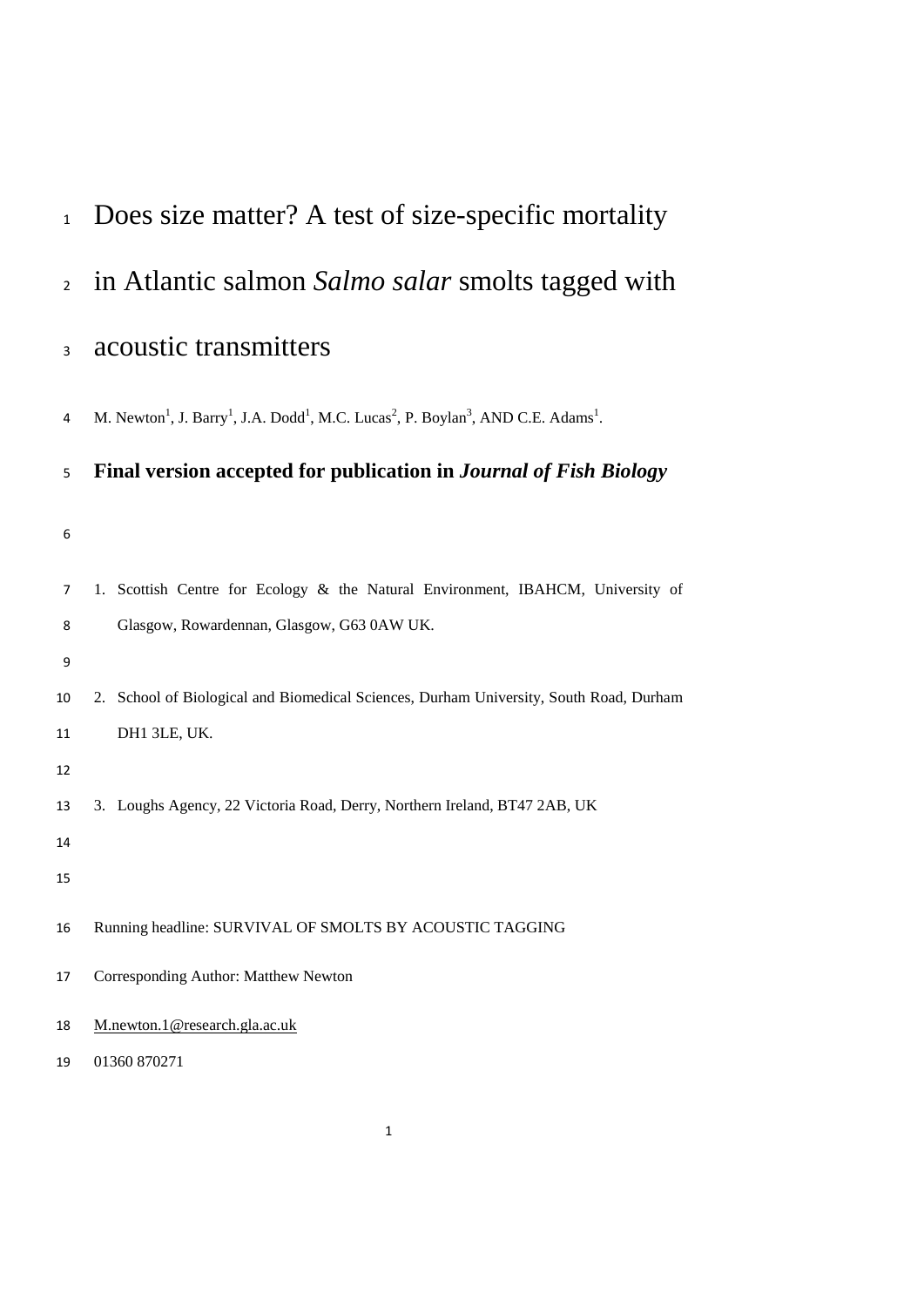# Does size matter? A test of size-specific mortality in Atlantic salmon *Salmo salar* smolts tagged with acoustic transmitters

M. Newton[1], J. Barry[1], J.A. Dodd[1], M.C. Lucas[2], P. Boylan[3], AND C.E. Adams[1].

**Final version accepted for publication in *Journal of Fish Biology***

1. Scottish Centre for Ecology & the Natural Environment, IBAHCM, University of Glasgow, Rowardennan, Glasgow, G63 0AW UK.

2. School of Biological and Biomedical Sciences, Durham University, South Road, Durham DH1 3LE, UK.

3. Loughs Agency, 22 Victoria Road, Derry, Northern Ireland, BT47 2AB, UK

Running headline: SURVIVAL OF SMOLTS BY ACOUSTIC TAGGING

Corresponding Author: Matthew Newton

M.newton.1@research.gla.ac.uk

01360 870271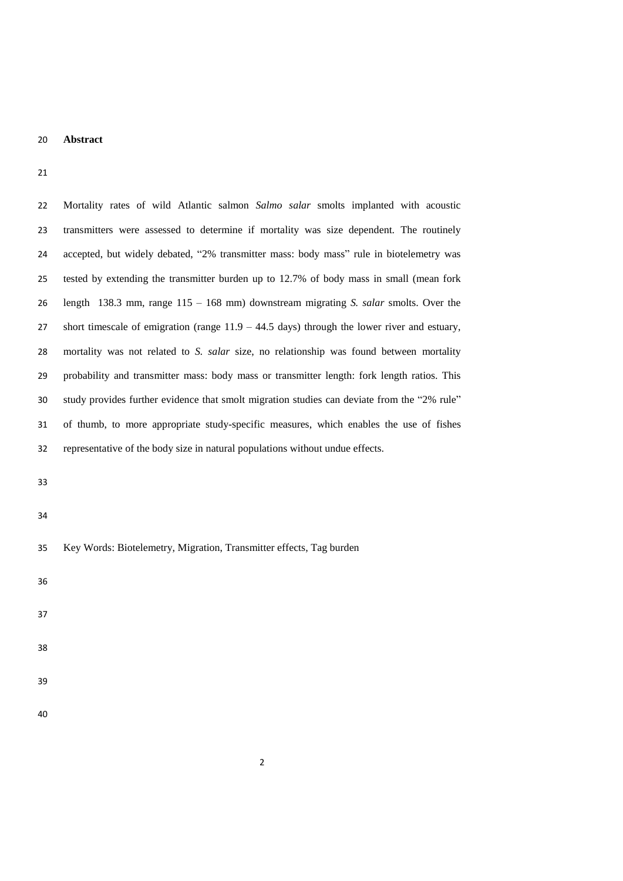**Abstract**

Mortality rates of wild Atlantic salmon *Salmo salar* smolts implanted with acoustic transmitters were assessed to determine if mortality was size dependent. The routinely accepted, but widely debated, "2% transmitter mass: body mass" rule in biotelemetry was tested by extending the transmitter burden up to 12.7% of body mass in small (mean fork length 138.3 mm, range 115 – 168 mm) downstream migrating *S. salar* smolts. Over the short timescale of emigration (range 11.9 – 44.5 days) through the lower river and estuary, mortality was not related to *S. salar* size, no relationship was found between mortality probability and transmitter mass: body mass or transmitter length: fork length ratios. This study provides further evidence that smolt migration studies can deviate from the "2% rule" of thumb, to more appropriate study-specific measures, which enables the use of fishes representative of the body size in natural populations without undue effects.

Key Words: Biotelemetry, Migration, Transmitter effects, Tag burden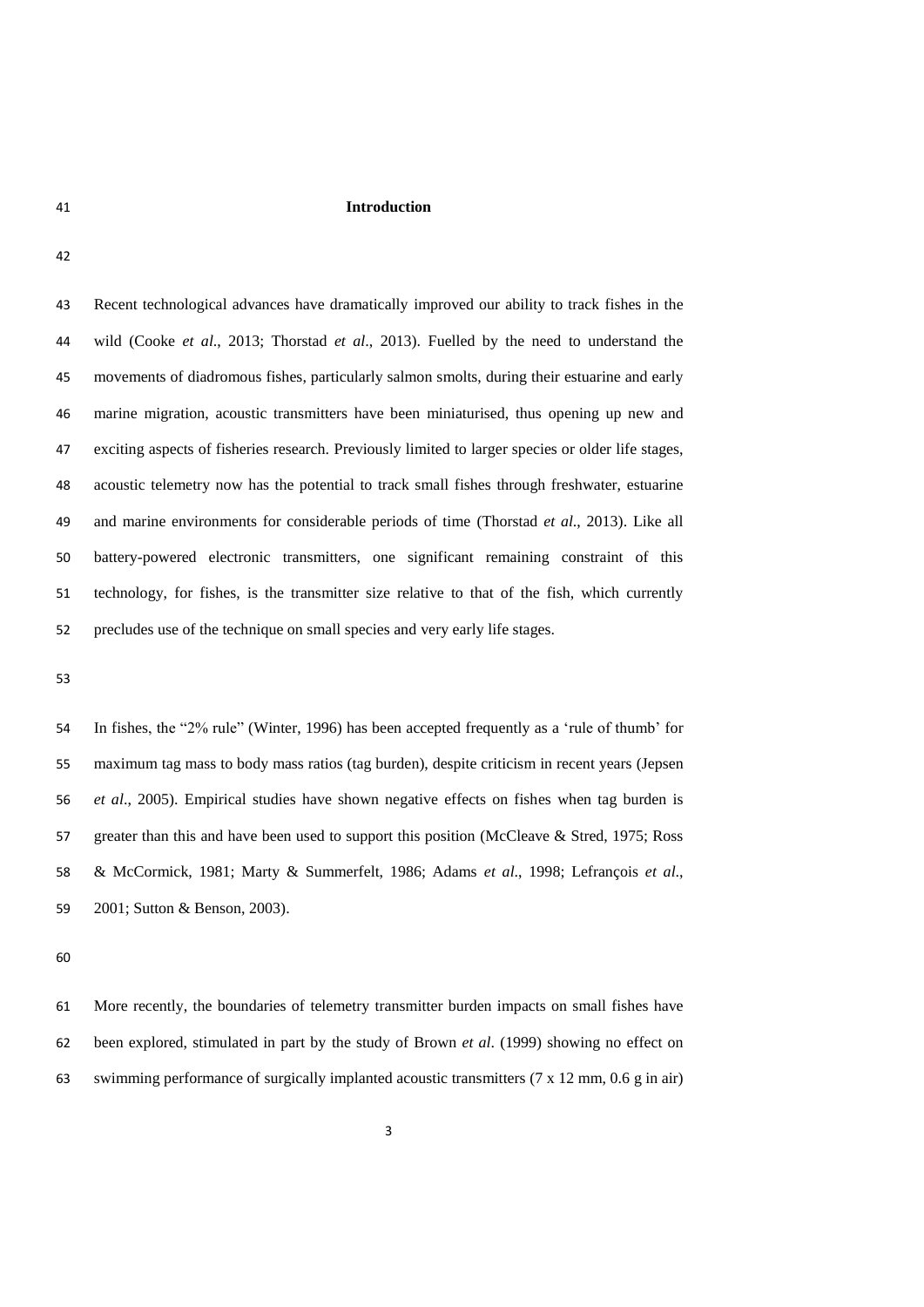## Introduction

Recent technological advances have dramatically improved our ability to track fishes in the wild (Cooke *et al*., 2013; Thorstad *et al*., 2013). Fuelled by the need to understand the movements of diadromous fishes, particularly salmon smolts, during their estuarine and early marine migration, acoustic transmitters have been miniaturised, thus opening up new and exciting aspects of fisheries research. Previously limited to larger species or older life stages, acoustic telemetry now has the potential to track small fishes through freshwater, estuarine and marine environments for considerable periods of time (Thorstad *et al*., 2013). Like all battery-powered electronic transmitters, one significant remaining constraint of this technology, for fishes, is the transmitter size relative to that of the fish, which currently precludes use of the technique on small species and very early life stages.

In fishes, the "2% rule" (Winter, 1996) has been accepted frequently as a 'rule of thumb' for maximum tag mass to body mass ratios (tag burden), despite criticism in recent years (Jepsen *et al*., 2005). Empirical studies have shown negative effects on fishes when tag burden is greater than this and have been used to support this position (McCleave & Stred, 1975; Ross & McCormick, 1981; Marty & Summerfelt, 1986; Adams *et al*., 1998; Lefrançois *et al*., 2001; Sutton & Benson, 2003).

More recently, the boundaries of telemetry transmitter burden impacts on small fishes have been explored, stimulated in part by the study of Brown *et al*. (1999) showing no effect on swimming performance of surgically implanted acoustic transmitters (7 x 12 mm, 0.6 g in air)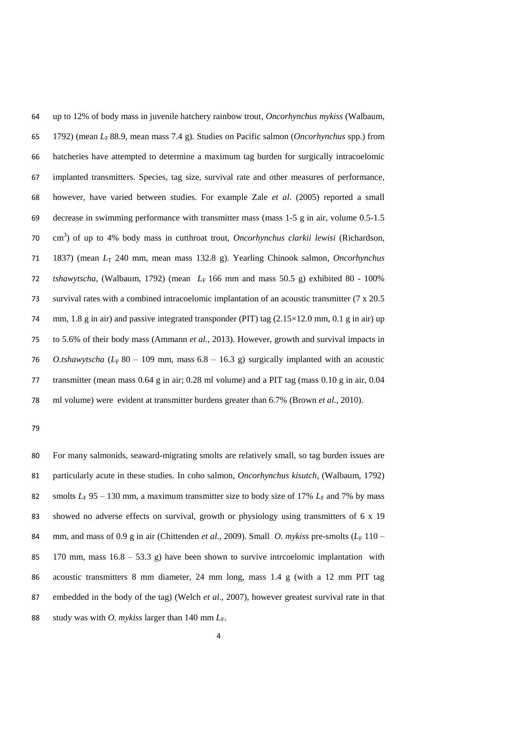up to 12% of body mass in juvenile hatchery rainbow trout, *Oncorhynchus mykiss* (Walbaum, 1792) (mean $L_F$ 88.9, mean mass 7.4 g). Studies on Pacific salmon (*Oncorhynchus* spp.) from hatcheries have attempted to determine a maximum tag burden for surgically intracoelomic implanted transmitters. Species, tag size, survival rate and other measures of performance, however, have varied between studies. For example Zale *et al*. (2005) reported a small decrease in swimming performance with transmitter mass (mass 1-5 g in air, volume 0.5-1.5 $cm^3$) of up to 4% body mass in cutthroat trout, *Oncorhynchus clarkii lewisi* (Richardson, 1837) (mean $L_T$ 240 mm, mean mass 132.8 g). Yearling Chinook salmon, *Oncorhynchus tshawytscha*, (Walbaum, 1792) (mean $L_F$ 166 mm and mass 50.5 g) exhibited 80 - 100% survival rates with a combined intracoelomic implantation of an acoustic transmitter (7 x 20.5 mm, 1.8 g in air) and passive integrated transponder (PIT) tag (2.15×12.0 mm, 0.1 g in air) up to 5.6% of their body mass (Ammann *et al*., 2013). However, growth and survival impacts in *O.tshawytscha* ($L_F$ 80 – 109 mm, mass 6.8 – 16.3 g) surgically implanted with an acoustic transmitter (mean mass 0.64 g in air; 0.28 ml volume) and a PIT tag (mass 0.10 g in air, 0.04 ml volume) were evident at transmitter burdens greater than 6.7% (Brown *et al*., 2010).

For many salmonids, seaward-migrating smolts are relatively small, so tag burden issues are particularly acute in these studies. In coho salmon, *Oncorhynchus kisutch*, (Walbaum, 1792) smolts $L_F$ 95 – 130 mm, a maximum transmitter size to body size of 17% $L_F$ and 7% by mass showed no adverse effects on survival, growth or physiology using transmitters of 6 x 19 mm, and mass of 0.9 g in air (Chittenden *et al*., 2009). Small *O. mykiss* pre-smolts ($L_F$ 110 – 170 mm, mass 16.8 – 53.3 g) have been shown to survive intrcoelomic implantation with acoustic transmitters 8 mm diameter, 24 mm long, mass 1.4 g (with a 12 mm PIT tag embedded in the body of the tag) (Welch *et al*., 2007), however greatest survival rate in that study was with *O. mykiss* larger than 140 mm $L_F$.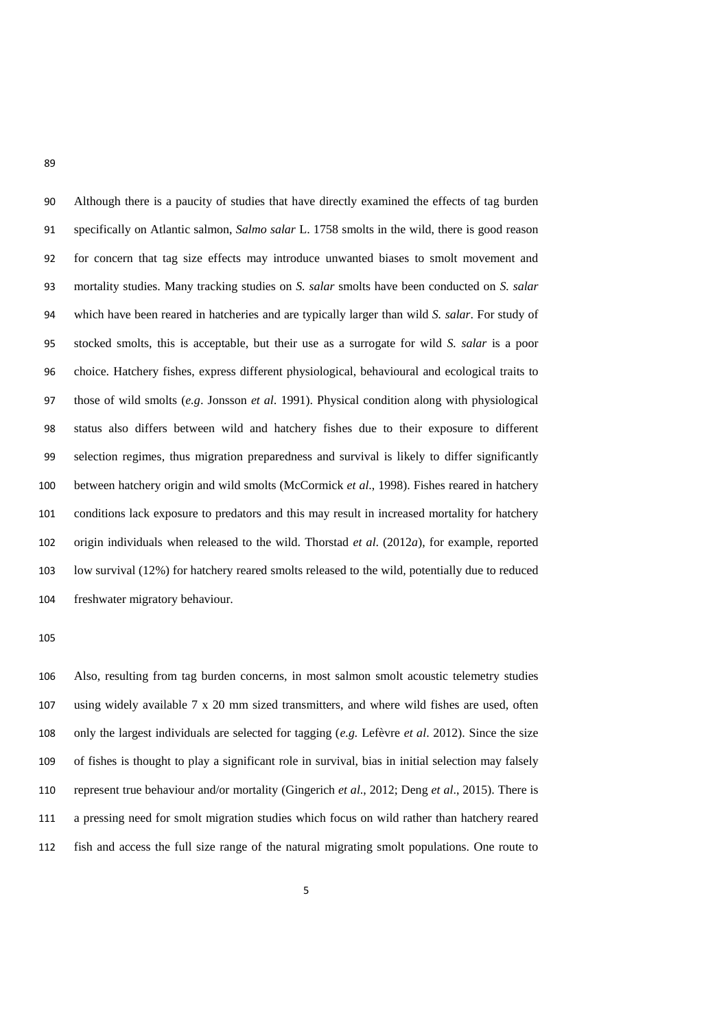Although there is a paucity of studies that have directly examined the effects of tag burden specifically on Atlantic salmon, *Salmo salar* L. 1758 smolts in the wild, there is good reason for concern that tag size effects may introduce unwanted biases to smolt movement and mortality studies. Many tracking studies on *S. salar* smolts have been conducted on *S. salar* which have been reared in hatcheries and are typically larger than wild *S. salar*. For study of stocked smolts, this is acceptable, but their use as a surrogate for wild *S. salar* is a poor choice. Hatchery fishes, express different physiological, behavioural and ecological traits to those of wild smolts (*e.g*. Jonsson *et al*. 1991). Physical condition along with physiological status also differs between wild and hatchery fishes due to their exposure to different selection regimes, thus migration preparedness and survival is likely to differ significantly between hatchery origin and wild smolts (McCormick *et al*., 1998). Fishes reared in hatchery conditions lack exposure to predators and this may result in increased mortality for hatchery origin individuals when released to the wild. Thorstad *et al*. (2012*a*), for example, reported low survival (12%) for hatchery reared smolts released to the wild, potentially due to reduced freshwater migratory behaviour.

Also, resulting from tag burden concerns, in most salmon smolt acoustic telemetry studies using widely available 7 x 20 mm sized transmitters, and where wild fishes are used, often only the largest individuals are selected for tagging (*e.g.* Lefèvre *et al*. 2012). Since the size of fishes is thought to play a significant role in survival, bias in initial selection may falsely represent true behaviour and/or mortality (Gingerich *et al*., 2012; Deng *et al*., 2015). There is a pressing need for smolt migration studies which focus on wild rather than hatchery reared fish and access the full size range of the natural migrating smolt populations. One route to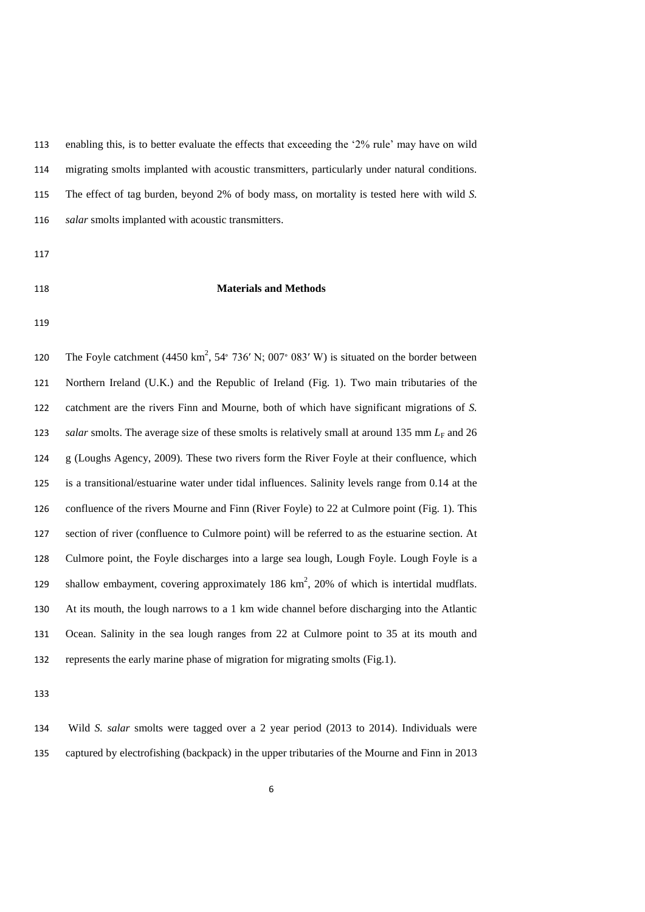enabling this, is to better evaluate the effects that exceeding the '2% rule' may have on wild migrating smolts implanted with acoustic transmitters, particularly under natural conditions. The effect of tag burden, beyond 2% of body mass, on mortality is tested here with wild *S. salar* smolts implanted with acoustic transmitters.

## Materials and Methods

The Foyle catchment (4450 $km^2$, 54◦ 736′ N; 007◦ 083′ W) is situated on the border between Northern Ireland (U.K.) and the Republic of Ireland (Fig. 1). Two main tributaries of the catchment are the rivers Finn and Mourne, both of which have significant migrations of *S. salar* smolts. The average size of these smolts is relatively small at around 135 mm $L_F$ and 26 g (Loughs Agency, 2009). These two rivers form the River Foyle at their confluence, which is a transitional/estuarine water under tidal influences. Salinity levels range from 0.14 at the confluence of the rivers Mourne and Finn (River Foyle) to 22 at Culmore point (Fig. 1). This section of river (confluence to Culmore point) will be referred to as the estuarine section. At Culmore point, the Foyle discharges into a large sea lough, Lough Foyle. Lough Foyle is a shallow embayment, covering approximately 186 $km^2$, 20% of which is intertidal mudflats. At its mouth, the lough narrows to a 1 km wide channel before discharging into the Atlantic Ocean. Salinity in the sea lough ranges from 22 at Culmore point to 35 at its mouth and represents the early marine phase of migration for migrating smolts (Fig.1).

Wild *S. salar* smolts were tagged over a 2 year period (2013 to 2014). Individuals were captured by electrofishing (backpack) in the upper tributaries of the Mourne and Finn in 2013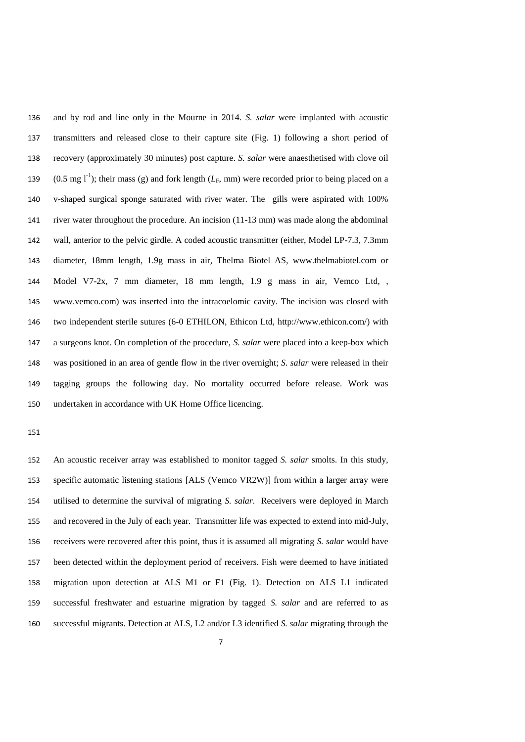and by rod and line only in the Mourne in 2014. *S. salar* were implanted with acoustic transmitters and released close to their capture site (Fig. 1) following a short period of recovery (approximately 30 minutes) post capture. *S. salar* were anaesthetised with clove oil (0.5 mg $l^{-1}$); their mass (g) and fork length ($L_F$, mm) were recorded prior to being placed on a v-shaped surgical sponge saturated with river water. The gills were aspirated with 100% river water throughout the procedure. An incision (11-13 mm) was made along the abdominal wall, anterior to the pelvic girdle. A coded acoustic transmitter (either, Model LP-7.3, 7.3mm diameter, 18mm length, 1.9g mass in air, Thelma Biotel AS, www.thelmabiotel.com or Model V7-2x, 7 mm diameter, 18 mm length, 1.9 g mass in air, Vemco Ltd, , www.vemco.com) was inserted into the intracoelomic cavity. The incision was closed with two independent sterile sutures (6-0 ETHILON, Ethicon Ltd, http://www.ethicon.com/) with a surgeons knot. On completion of the procedure, *S. salar* were placed into a keep-box which was positioned in an area of gentle flow in the river overnight; *S. salar* were released in their tagging groups the following day. No mortality occurred before release. Work was undertaken in accordance with UK Home Office licencing.

An acoustic receiver array was established to monitor tagged *S. salar* smolts. In this study, specific automatic listening stations [ALS (Vemco VR2W)] from within a larger array were utilised to determine the survival of migrating *S. salar*. Receivers were deployed in March and recovered in the July of each year. Transmitter life was expected to extend into mid-July, receivers were recovered after this point, thus it is assumed all migrating *S. salar* would have been detected within the deployment period of receivers. Fish were deemed to have initiated migration upon detection at ALS M1 or F1 (Fig. 1). Detection on ALS L1 indicated successful freshwater and estuarine migration by tagged *S. salar* and are referred to as successful migrants. Detection at ALS, L2 and/or L3 identified *S. salar* migrating through the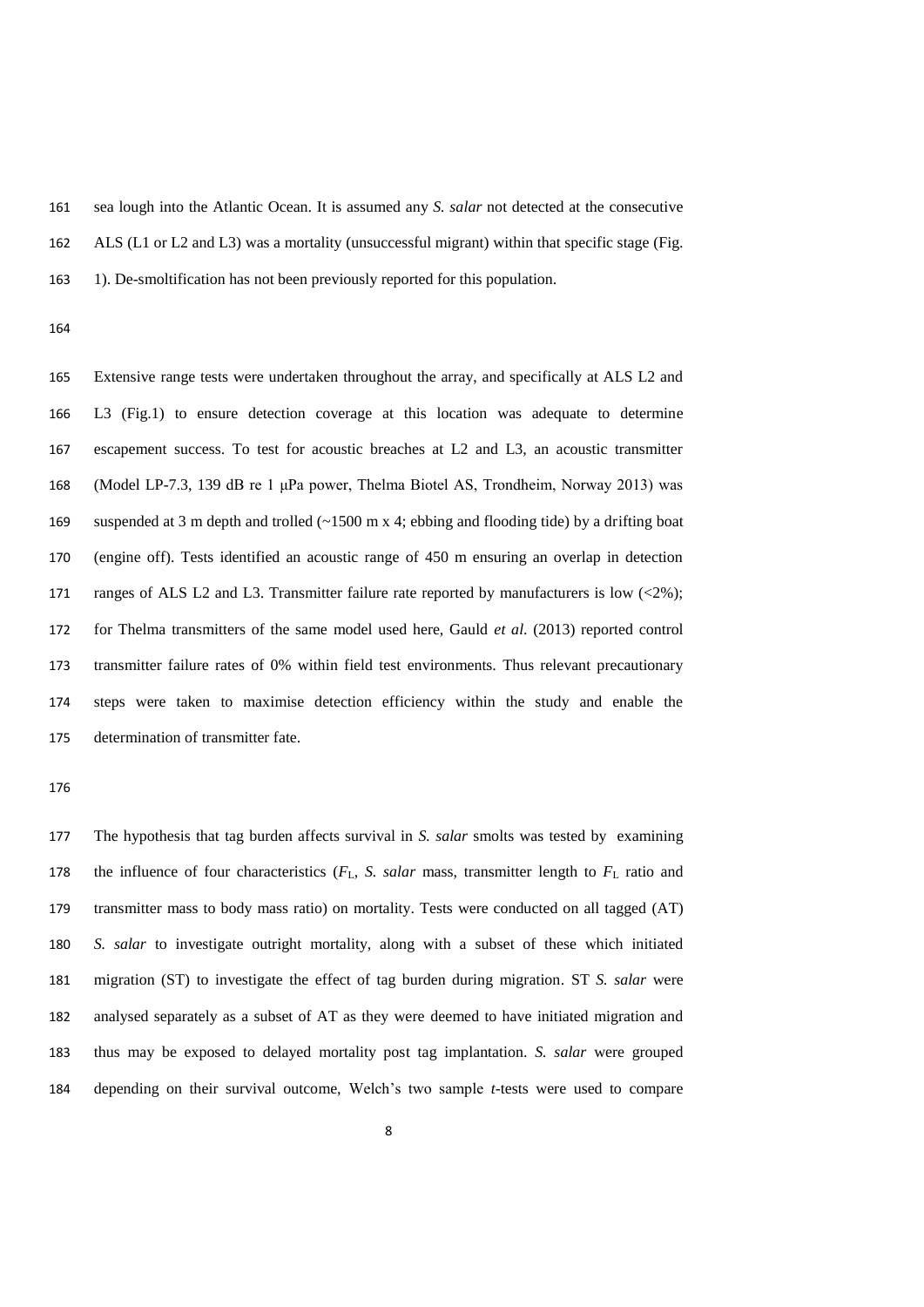sea lough into the Atlantic Ocean. It is assumed any *S. salar* not detected at the consecutive ALS (L1 or L2 and L3) was a mortality (unsuccessful migrant) within that specific stage (Fig. 1). De-smoltification has not been previously reported for this population.

Extensive range tests were undertaken throughout the array, and specifically at ALS L2 and L3 (Fig.1) to ensure detection coverage at this location was adequate to determine escapement success. To test for acoustic breaches at L2 and L3, an acoustic transmitter (Model LP-7.3, 139 dB re 1 μPa power, Thelma Biotel AS, Trondheim, Norway 2013) was suspended at 3 m depth and trolled (~1500 m x 4; ebbing and flooding tide) by a drifting boat (engine off). Tests identified an acoustic range of 450 m ensuring an overlap in detection ranges of ALS L2 and L3. Transmitter failure rate reported by manufacturers is low (<2%); for Thelma transmitters of the same model used here, Gauld *et al.* (2013) reported control transmitter failure rates of 0% within field test environments. Thus relevant precautionary steps were taken to maximise detection efficiency within the study and enable the determination of transmitter fate.

The hypothesis that tag burden affects survival in *S. salar* smolts was tested by examining the influence of four characteristics ($F_L$, *S. salar* mass, transmitter length to $F_L$ ratio and transmitter mass to body mass ratio) on mortality. Tests were conducted on all tagged (AT) *S. salar* to investigate outright mortality, along with a subset of these which initiated migration (ST) to investigate the effect of tag burden during migration. ST *S. salar* were analysed separately as a subset of AT as they were deemed to have initiated migration and thus may be exposed to delayed mortality post tag implantation. *S. salar* were grouped depending on their survival outcome, Welch's two sample *t*-tests were used to compare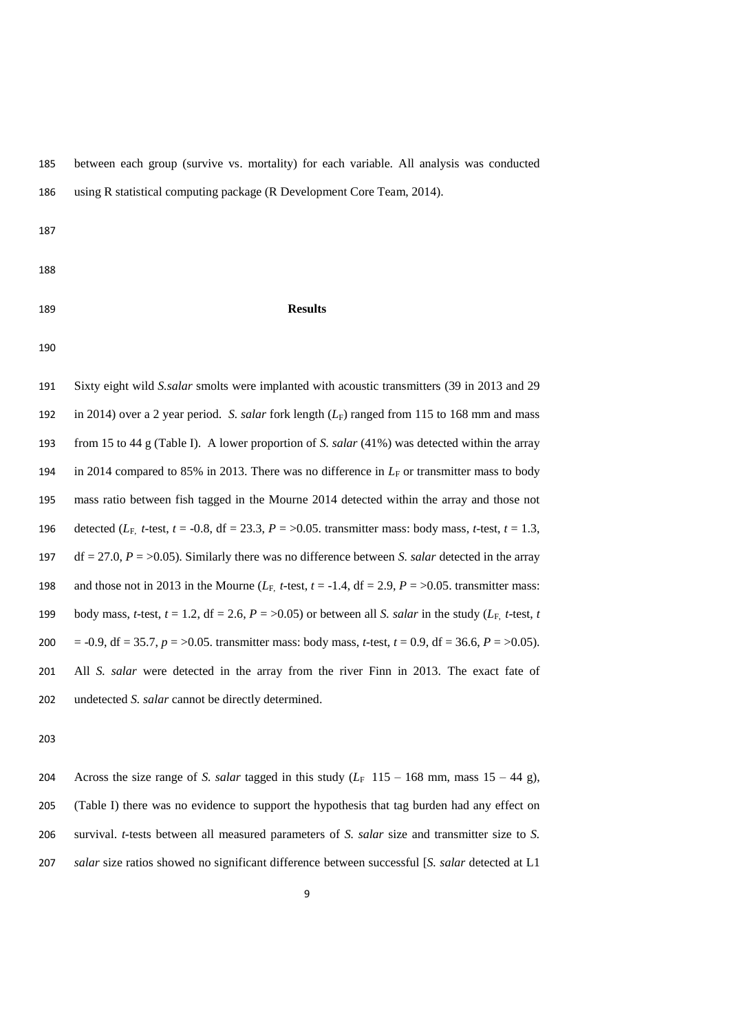between each group (survive vs. mortality) for each variable. All analysis was conducted using R statistical computing package (R Development Core Team, 2014).

## Results

Sixty eight wild *S.salar* smolts were implanted with acoustic transmitters (39 in 2013 and 29 in 2014) over a 2 year period. *S. salar* fork length ($L_F$) ranged from 115 to 168 mm and mass from 15 to 44 g (Table I). A lower proportion of *S. salar* (41%) was detected within the array in 2014 compared to 85% in 2013. There was no difference in $L_F$ or transmitter mass to body mass ratio between fish tagged in the Mourne 2014 detected within the array and those not detected ($L_F$, *t*-test, $t = -0.8$, df = 23.3, $P = >0.05$. transmitter mass: body mass, *t*-test, $t = 1.3$, df = 27.0, $P = >0.05$). Similarly there was no difference between *S. salar* detected in the array and those not in 2013 in the Mourne ($L_F$, *t*-test, $t = -1.4$, df = 2.9, $P = >0.05$. transmitter mass: body mass, *t*-test, $t = 1.2$, df = 2.6, $P = >0.05$) or between all *S. salar* in the study ($L_F$, *t*-test, $t = -0.9$, df = 35.7, $p = >0.05$. transmitter mass: body mass, *t*-test, $t = 0.9$, df = 36.6, $P = >0.05$). All *S. salar* were detected in the array from the river Finn in 2013. The exact fate of undetected *S. salar* cannot be directly determined.

Across the size range of *S. salar* tagged in this study ($L_F$ 115 – 168 mm, mass 15 – 44 g), (Table I) there was no evidence to support the hypothesis that tag burden had any effect on survival. *t*-tests between all measured parameters of *S. salar* size and transmitter size to *S. salar* size ratios showed no significant difference between successful [*S. salar* detected at L1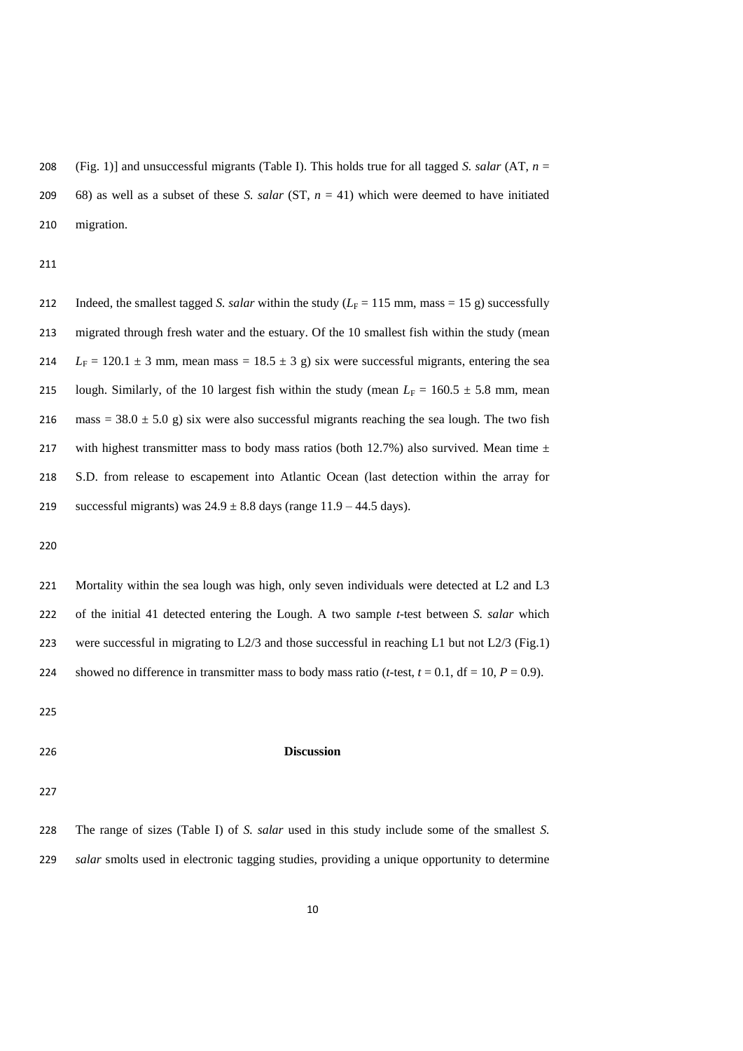(Fig. 1)] and unsuccessful migrants (Table I). This holds true for all tagged *S. salar* (AT, $n$ = 68) as well as a subset of these *S. salar* (ST, $n$ = 41) which were deemed to have initiated migration.

Indeed, the smallest tagged *S. salar* within the study ($L_F$ = 115 mm, mass = 15 g) successfully migrated through fresh water and the estuary. Of the 10 smallest fish within the study (mean $L_F$ = 120.1 ± 3 mm, mean mass = 18.5 ± 3 g) six were successful migrants, entering the sea lough. Similarly, of the 10 largest fish within the study (mean $L_F$ = 160.5 ± 5.8 mm, mean mass = 38.0 ± 5.0 g) six were also successful migrants reaching the sea lough. The two fish with highest transmitter mass to body mass ratios (both 12.7%) also survived. Mean time ± S.D. from release to escapement into Atlantic Ocean (last detection within the array for successful migrants) was 24.9 ± 8.8 days (range 11.9 – 44.5 days).

Mortality within the sea lough was high, only seven individuals were detected at L2 and L3 of the initial 41 detected entering the Lough. A two sample *t*-test between *S. salar* which were successful in migrating to L2/3 and those successful in reaching L1 but not L2/3 (Fig.1) showed no difference in transmitter mass to body mass ratio (*t*-test, $t$ = 0.1, df = 10, $P$ = 0.9).

## Discussion

The range of sizes (Table I) of *S. salar* used in this study include some of the smallest *S. salar* smolts used in electronic tagging studies, providing a unique opportunity to determine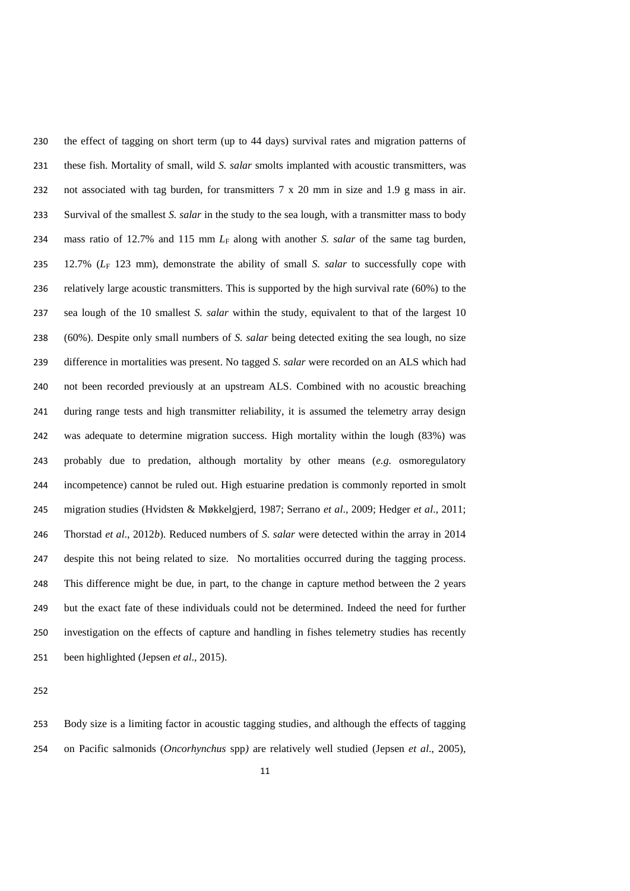the effect of tagging on short term (up to 44 days) survival rates and migration patterns of these fish. Mortality of small, wild *S. salar* smolts implanted with acoustic transmitters, was not associated with tag burden, for transmitters 7 x 20 mm in size and 1.9 g mass in air. Survival of the smallest *S. salar* in the study to the sea lough, with a transmitter mass to body mass ratio of 12.7% and 115 mm $L_F$ along with another *S. salar* of the same tag burden, 12.7% ($L_F$ 123 mm), demonstrate the ability of small *S. salar* to successfully cope with relatively large acoustic transmitters. This is supported by the high survival rate (60%) to the sea lough of the 10 smallest *S. salar* within the study, equivalent to that of the largest 10 (60%). Despite only small numbers of *S. salar* being detected exiting the sea lough, no size difference in mortalities was present. No tagged *S. salar* were recorded on an ALS which had not been recorded previously at an upstream ALS. Combined with no acoustic breaching during range tests and high transmitter reliability, it is assumed the telemetry array design was adequate to determine migration success. High mortality within the lough (83%) was probably due to predation, although mortality by other means (*e.g.* osmoregulatory incompetence) cannot be ruled out. High estuarine predation is commonly reported in smolt migration studies (Hvidsten & Møkkelgjerd, 1987; Serrano *et al*., 2009; Hedger *et al*., 2011; Thorstad *et al*., 2012*b*). Reduced numbers of *S. salar* were detected within the array in 2014 despite this not being related to size. No mortalities occurred during the tagging process. This difference might be due, in part, to the change in capture method between the 2 years but the exact fate of these individuals could not be determined. Indeed the need for further investigation on the effects of capture and handling in fishes telemetry studies has recently been highlighted (Jepsen *et al*., 2015).

Body size is a limiting factor in acoustic tagging studies, and although the effects of tagging on Pacific salmonids (*Oncorhynchus* spp*)* are relatively well studied (Jepsen *et al*., 2005),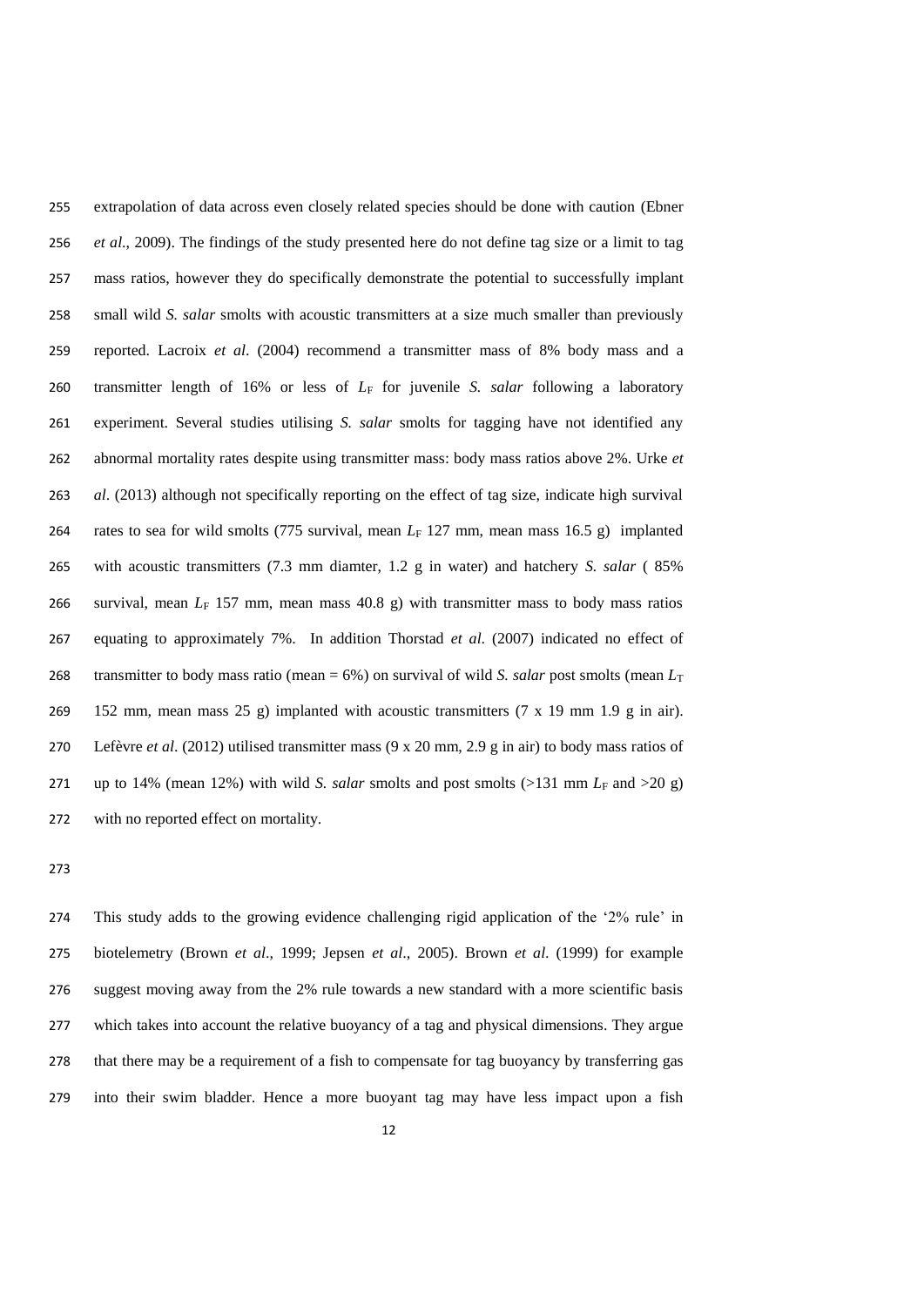extrapolation of data across even closely related species should be done with caution (Ebner *et al*., 2009). The findings of the study presented here do not define tag size or a limit to tag mass ratios, however they do specifically demonstrate the potential to successfully implant small wild *S. salar* smolts with acoustic transmitters at a size much smaller than previously reported. Lacroix *et al*. (2004) recommend a transmitter mass of 8% body mass and a transmitter length of 16% or less of $L_F$ for juvenile *S. salar* following a laboratory experiment. Several studies utilising *S. salar* smolts for tagging have not identified any abnormal mortality rates despite using transmitter mass: body mass ratios above 2%. Urke *et al*. (2013) although not specifically reporting on the effect of tag size, indicate high survival rates to sea for wild smolts (775 survival, mean $L_F$ 127 mm, mean mass 16.5 g) implanted with acoustic transmitters (7.3 mm diamter, 1.2 g in water) and hatchery *S. salar* ( 85% survival, mean $L_F$ 157 mm, mean mass 40.8 g) with transmitter mass to body mass ratios equating to approximately 7%. In addition Thorstad *et al*. (2007) indicated no effect of transmitter to body mass ratio (mean = 6%) on survival of wild *S. salar* post smolts (mean $L_T$ 152 mm, mean mass 25 g) implanted with acoustic transmitters (7 x 19 mm 1.9 g in air). Lefèvre *et al*. (2012) utilised transmitter mass (9 x 20 mm, 2.9 g in air) to body mass ratios of up to 14% (mean 12%) with wild *S. salar* smolts and post smolts (>131 mm $L_F$ and >20 g) with no reported effect on mortality.

This study adds to the growing evidence challenging rigid application of the '2% rule' in biotelemetry (Brown *et al*., 1999; Jepsen *et al*., 2005). Brown *et al*. (1999) for example suggest moving away from the 2% rule towards a new standard with a more scientific basis which takes into account the relative buoyancy of a tag and physical dimensions. They argue that there may be a requirement of a fish to compensate for tag buoyancy by transferring gas into their swim bladder. Hence a more buoyant tag may have less impact upon a fish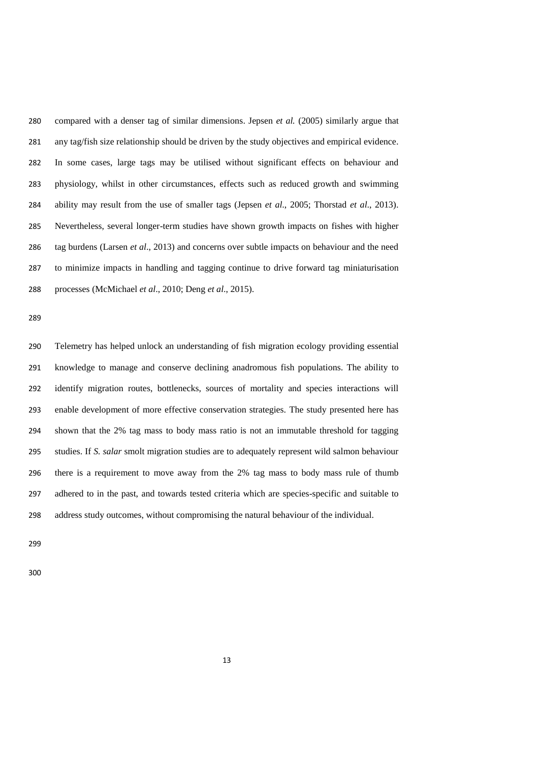compared with a denser tag of similar dimensions. Jepsen *et al.* (2005) similarly argue that any tag/fish size relationship should be driven by the study objectives and empirical evidence. In some cases, large tags may be utilised without significant effects on behaviour and physiology, whilst in other circumstances, effects such as reduced growth and swimming ability may result from the use of smaller tags (Jepsen *et al*., 2005; Thorstad *et al*., 2013). Nevertheless, several longer-term studies have shown growth impacts on fishes with higher tag burdens (Larsen *et al*., 2013) and concerns over subtle impacts on behaviour and the need to minimize impacts in handling and tagging continue to drive forward tag miniaturisation processes (McMichael *et al*., 2010; Deng *et al*., 2015).

Telemetry has helped unlock an understanding of fish migration ecology providing essential knowledge to manage and conserve declining anadromous fish populations. The ability to identify migration routes, bottlenecks, sources of mortality and species interactions will enable development of more effective conservation strategies. The study presented here has shown that the 2% tag mass to body mass ratio is not an immutable threshold for tagging studies. If *S. salar* smolt migration studies are to adequately represent wild salmon behaviour there is a requirement to move away from the 2% tag mass to body mass rule of thumb adhered to in the past, and towards tested criteria which are species-specific and suitable to address study outcomes, without compromising the natural behaviour of the individual.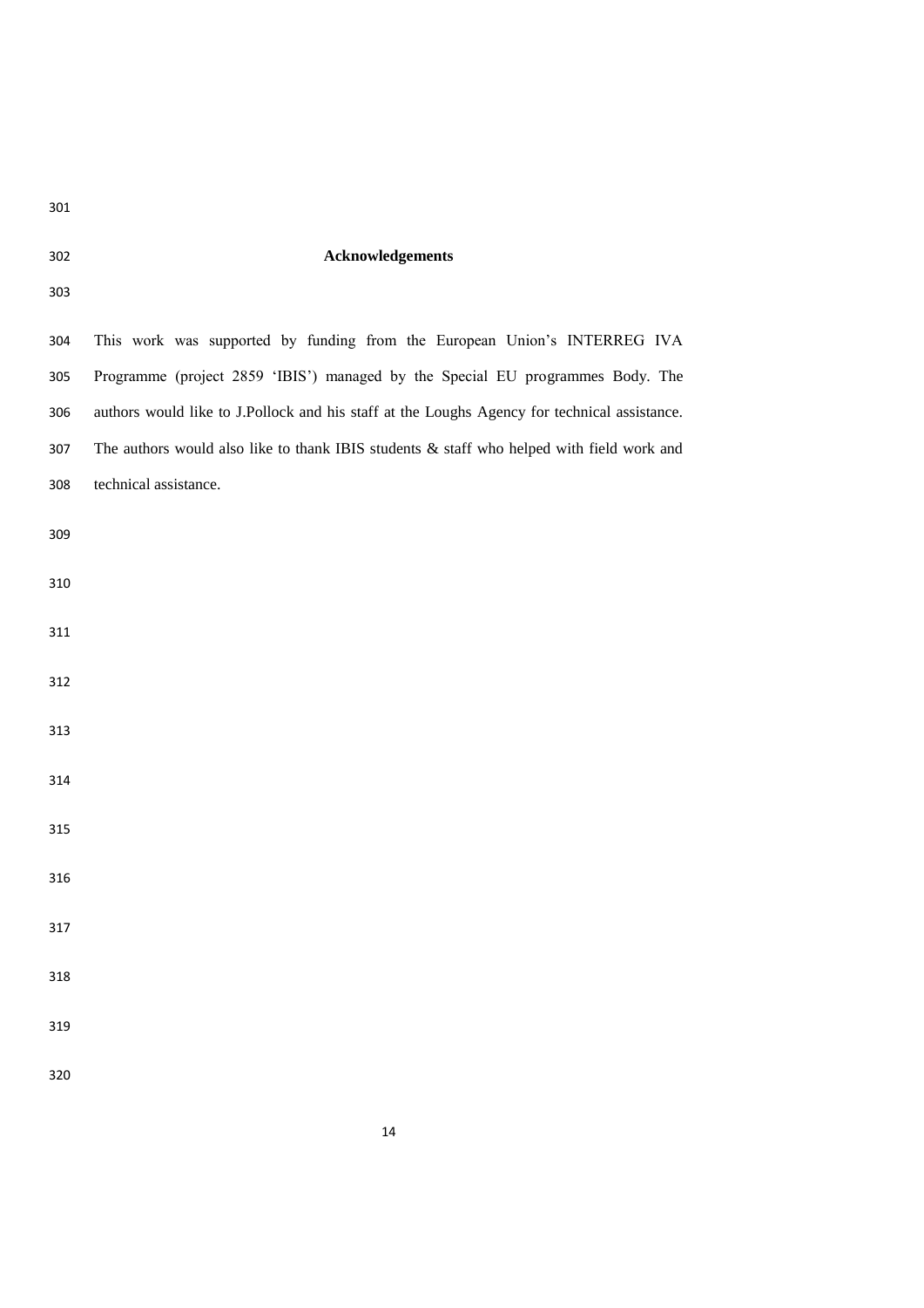## Acknowledgements

This work was supported by funding from the European Union's INTERREG IVA Programme (project 2859 'IBIS') managed by the Special EU programmes Body. The authors would like to J.Pollock and his staff at the Loughs Agency for technical assistance. The authors would also like to thank IBIS students & staff who helped with field work and technical assistance.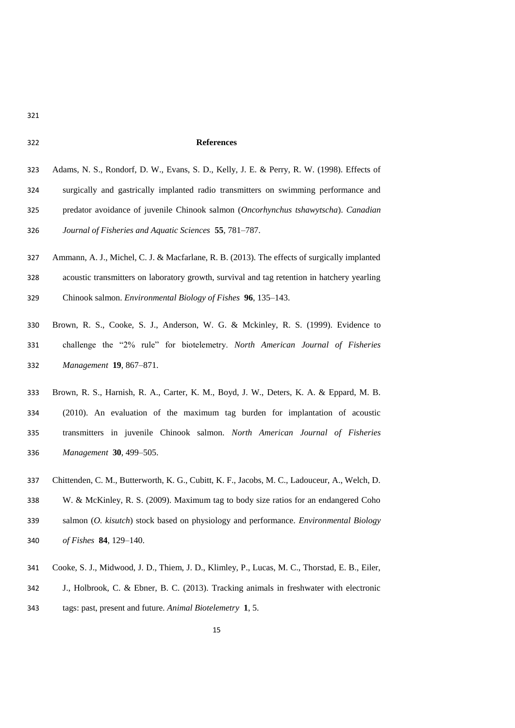## References

Adams, N. S., Rondorf, D. W., Evans, S. D., Kelly, J. E. & Perry, R. W. (1998). Effects of surgically and gastrically implanted radio transmitters on swimming performance and predator avoidance of juvenile Chinook salmon (*Oncorhynchus tshawytscha*). *Canadian Journal of Fisheries and Aquatic Sciences* **55**, 781–787.

Ammann, A. J., Michel, C. J. & Macfarlane, R. B. (2013). The effects of surgically implanted acoustic transmitters on laboratory growth, survival and tag retention in hatchery yearling Chinook salmon. *Environmental Biology of Fishes* **96**, 135–143.

Brown, R. S., Cooke, S. J., Anderson, W. G. & Mckinley, R. S. (1999). Evidence to challenge the "2% rule" for biotelemetry. *North American Journal of Fisheries Management* **19**, 867–871.

Brown, R. S., Harnish, R. A., Carter, K. M., Boyd, J. W., Deters, K. A. & Eppard, M. B. (2010). An evaluation of the maximum tag burden for implantation of acoustic transmitters in juvenile Chinook salmon. *North American Journal of Fisheries Management* **30**, 499–505.

Chittenden, C. M., Butterworth, K. G., Cubitt, K. F., Jacobs, M. C., Ladouceur, A., Welch, D. W. & McKinley, R. S. (2009). Maximum tag to body size ratios for an endangered Coho salmon (*O. kisutch*) stock based on physiology and performance. *Environmental Biology of Fishes* **84**, 129–140.

Cooke, S. J., Midwood, J. D., Thiem, J. D., Klimley, P., Lucas, M. C., Thorstad, E. B., Eiler, J., Holbrook, C. & Ebner, B. C. (2013). Tracking animals in freshwater with electronic tags: past, present and future. *Animal Biotelemetry* **1**, 5.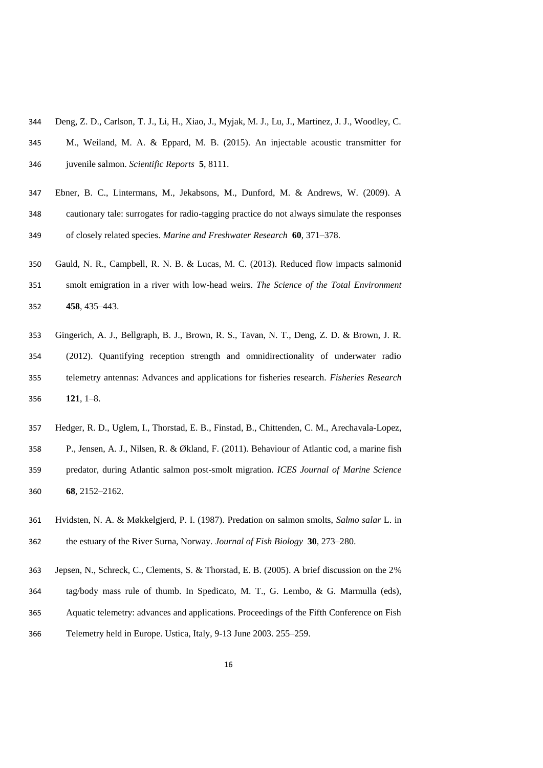Deng, Z. D., Carlson, T. J., Li, H., Xiao, J., Myjak, M. J., Lu, J., Martinez, J. J., Woodley, C. M., Weiland, M. A. & Eppard, M. B. (2015). An injectable acoustic transmitter for juvenile salmon. *Scientific Reports* **5**, 8111.

Ebner, B. C., Lintermans, M., Jekabsons, M., Dunford, M. & Andrews, W. (2009). A cautionary tale: surrogates for radio-tagging practice do not always simulate the responses of closely related species. *Marine and Freshwater Research* **60**, 371–378.

Gauld, N. R., Campbell, R. N. B. & Lucas, M. C. (2013). Reduced flow impacts salmonid smolt emigration in a river with low-head weirs. *The Science of the Total Environment* **458**, 435–443.

Gingerich, A. J., Bellgraph, B. J., Brown, R. S., Tavan, N. T., Deng, Z. D. & Brown, J. R. (2012). Quantifying reception strength and omnidirectionality of underwater radio telemetry antennas: Advances and applications for fisheries research. *Fisheries Research* **121**, 1–8.

Hedger, R. D., Uglem, I., Thorstad, E. B., Finstad, B., Chittenden, C. M., Arechavala-Lopez, P., Jensen, A. J., Nilsen, R. & Økland, F. (2011). Behaviour of Atlantic cod, a marine fish predator, during Atlantic salmon post-smolt migration. *ICES Journal of Marine Science* **68**, 2152–2162.

Hvidsten, N. A. & Møkkelgjerd, P. I. (1987). Predation on salmon smolts, *Salmo salar* L. in the estuary of the River Surna, Norway. *Journal of Fish Biology* **30**, 273–280.

Jepsen, N., Schreck, C., Clements, S. & Thorstad, E. B. (2005). A brief discussion on the 2% tag/body mass rule of thumb. In Spedicato, M. T., G. Lembo, & G. Marmulla (eds), Aquatic telemetry: advances and applications. Proceedings of the Fifth Conference on Fish Telemetry held in Europe. Ustica, Italy, 9-13 June 2003. 255–259.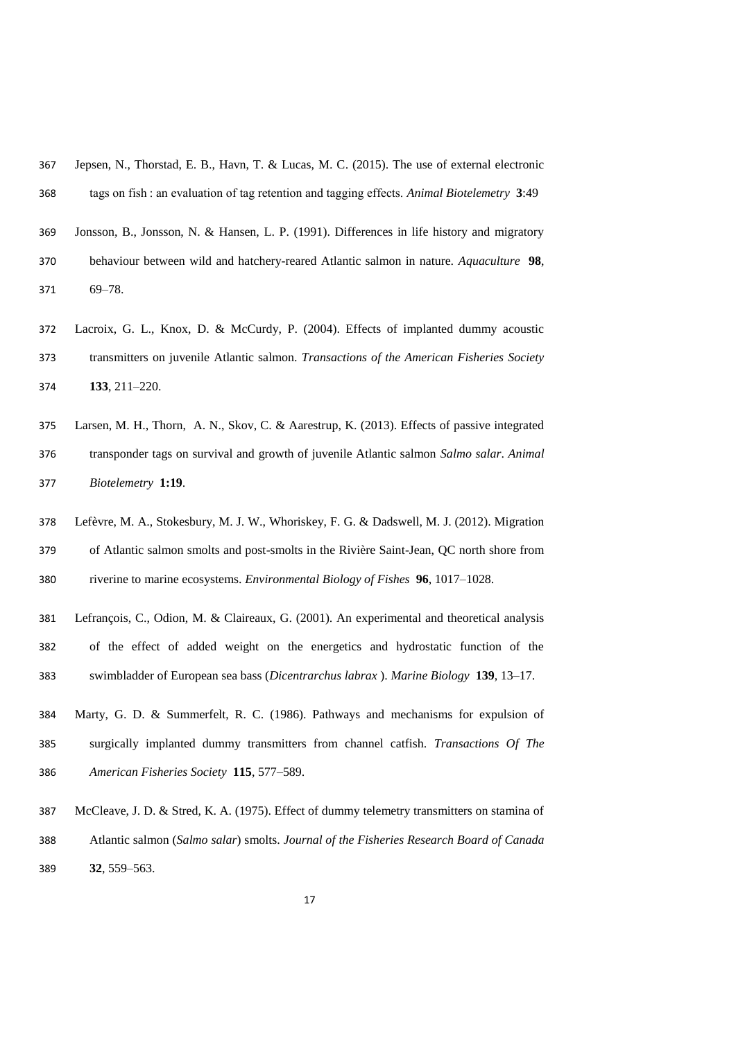Jepsen, N., Thorstad, E. B., Havn, T. & Lucas, M. C. (2015). The use of external electronic tags on fish : an evaluation of tag retention and tagging effects. *Animal Biotelemetry* **3**:49

Jonsson, B., Jonsson, N. & Hansen, L. P. (1991). Differences in life history and migratory behaviour between wild and hatchery-reared Atlantic salmon in nature. *Aquaculture* **98**, 69–78.

Lacroix, G. L., Knox, D. & McCurdy, P. (2004). Effects of implanted dummy acoustic transmitters on juvenile Atlantic salmon. *Transactions of the American Fisheries Society* **133**, 211–220.

Larsen, M. H., Thorn, A. N., Skov, C. & Aarestrup, K. (2013). Effects of passive integrated transponder tags on survival and growth of juvenile Atlantic salmon *Salmo salar*. *Animal Biotelemetry* **1:19**.

Lefèvre, M. A., Stokesbury, M. J. W., Whoriskey, F. G. & Dadswell, M. J. (2012). Migration of Atlantic salmon smolts and post-smolts in the Rivière Saint-Jean, QC north shore from riverine to marine ecosystems. *Environmental Biology of Fishes* **96**, 1017–1028.

Lefrançois, C., Odion, M. & Claireaux, G. (2001). An experimental and theoretical analysis of the effect of added weight on the energetics and hydrostatic function of the swimbladder of European sea bass (*Dicentrarchus labrax* ). *Marine Biology* **139**, 13–17.

Marty, G. D. & Summerfelt, R. C. (1986). Pathways and mechanisms for expulsion of surgically implanted dummy transmitters from channel catfish. *Transactions Of The American Fisheries Society* **115**, 577–589.

McCleave, J. D. & Stred, K. A. (1975). Effect of dummy telemetry transmitters on stamina of Atlantic salmon (*Salmo salar*) smolts. *Journal of the Fisheries Research Board of Canada* **32**, 559–563.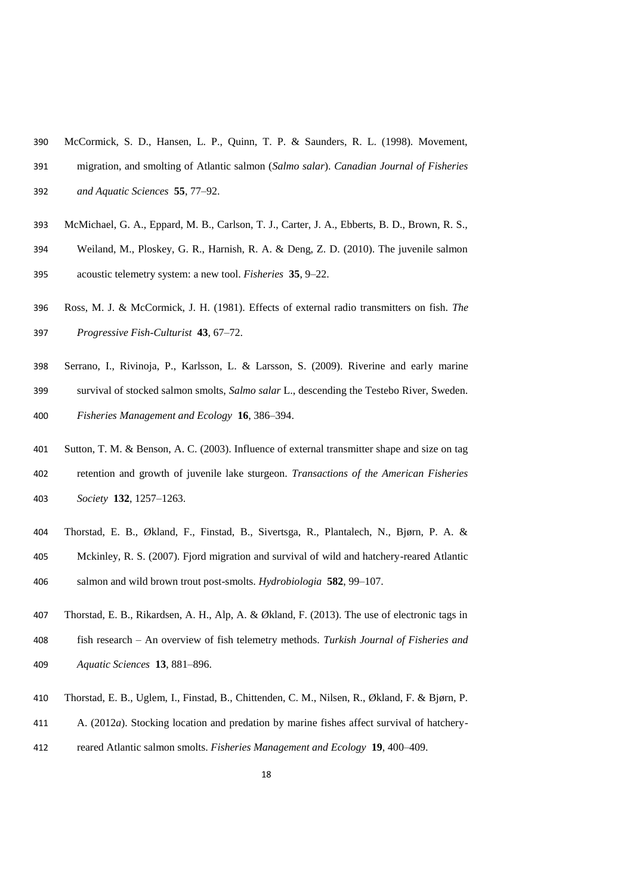McCormick, S. D., Hansen, L. P., Quinn, T. P. & Saunders, R. L. (1998). Movement, migration, and smolting of Atlantic salmon (*Salmo salar*). *Canadian Journal of Fisheries and Aquatic Sciences* **55**, 77–92.

McMichael, G. A., Eppard, M. B., Carlson, T. J., Carter, J. A., Ebberts, B. D., Brown, R. S., Weiland, M., Ploskey, G. R., Harnish, R. A. & Deng, Z. D. (2010). The juvenile salmon acoustic telemetry system: a new tool. *Fisheries* **35**, 9–22.

Ross, M. J. & McCormick, J. H. (1981). Effects of external radio transmitters on fish. *The Progressive Fish-Culturist* **43**, 67–72.

Serrano, I., Rivinoja, P., Karlsson, L. & Larsson, S. (2009). Riverine and early marine survival of stocked salmon smolts, *Salmo salar* L., descending the Testebo River, Sweden. *Fisheries Management and Ecology* **16**, 386–394.

Sutton, T. M. & Benson, A. C. (2003). Influence of external transmitter shape and size on tag retention and growth of juvenile lake sturgeon. *Transactions of the American Fisheries Society* **132**, 1257–1263.

Thorstad, E. B., Økland, F., Finstad, B., Sivertsga, R., Plantalech, N., Bjørn, P. A. & Mckinley, R. S. (2007). Fjord migration and survival of wild and hatchery-reared Atlantic salmon and wild brown trout post-smolts. *Hydrobiologia* **582**, 99–107.

Thorstad, E. B., Rikardsen, A. H., Alp, A. & Økland, F. (2013). The use of electronic tags in fish research – An overview of fish telemetry methods. *Turkish Journal of Fisheries and Aquatic Sciences* **13**, 881–896.

Thorstad, E. B., Uglem, I., Finstad, B., Chittenden, C. M., Nilsen, R., Økland, F. & Bjørn, P. A. (2012*a*). Stocking location and predation by marine fishes affect survival of hatchery-reared Atlantic salmon smolts. *Fisheries Management and Ecology* **19**, 400–409.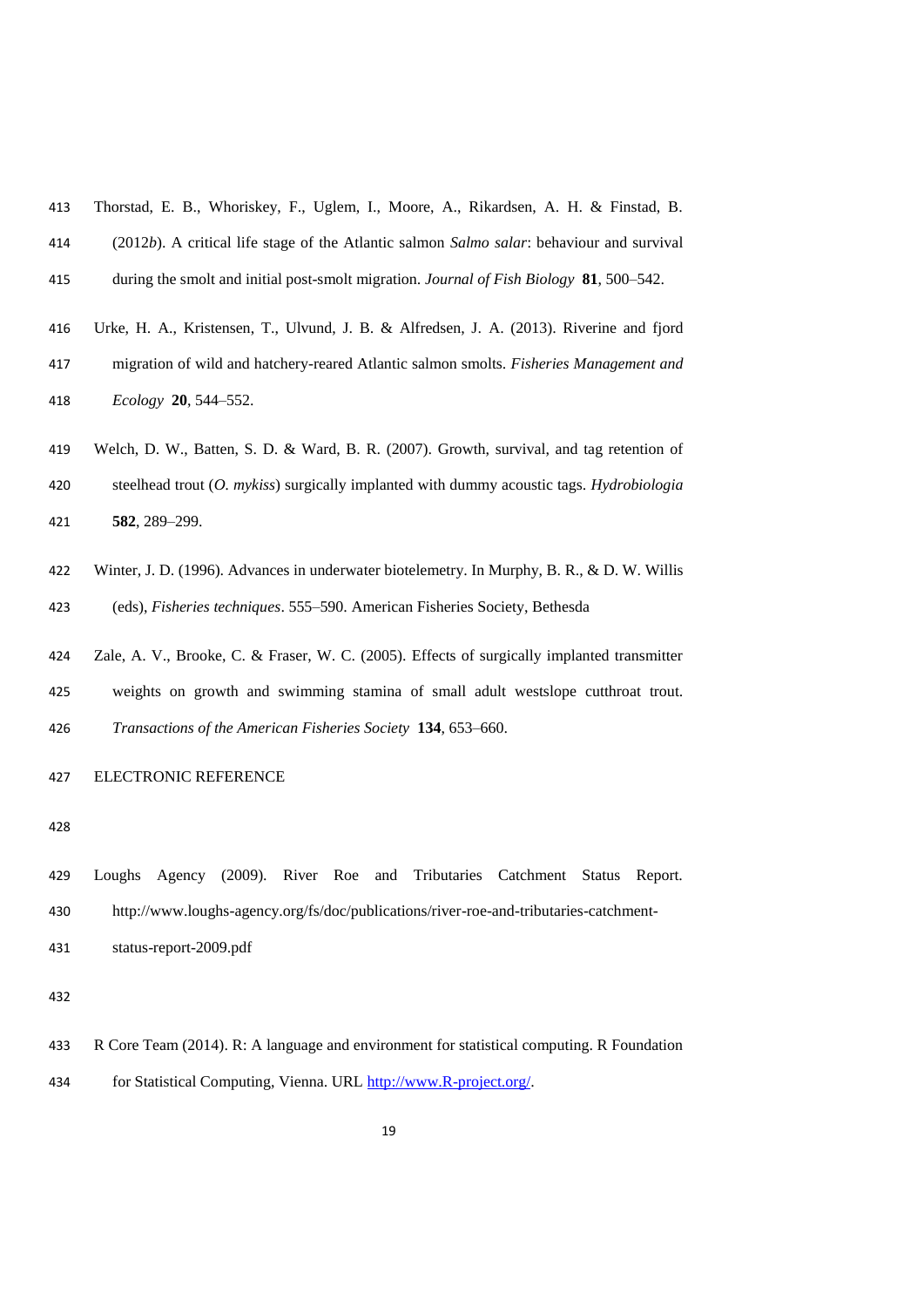Thorstad, E. B., Whoriskey, F., Uglem, I., Moore, A., Rikardsen, A. H. & Finstad, B. (2012*b*). A critical life stage of the Atlantic salmon *Salmo salar*: behaviour and survival during the smolt and initial post-smolt migration. *Journal of Fish Biology* **81**, 500–542.

Urke, H. A., Kristensen, T., Ulvund, J. B. & Alfredsen, J. A. (2013). Riverine and fjord migration of wild and hatchery-reared Atlantic salmon smolts. *Fisheries Management and Ecology* **20**, 544–552.

Welch, D. W., Batten, S. D. & Ward, B. R. (2007). Growth, survival, and tag retention of steelhead trout (*O. mykiss*) surgically implanted with dummy acoustic tags. *Hydrobiologia* **582**, 289–299.

Winter, J. D. (1996). Advances in underwater biotelemetry. In Murphy, B. R., & D. W. Willis (eds), *Fisheries techniques*. 555–590. American Fisheries Society, Bethesda

Zale, A. V., Brooke, C. & Fraser, W. C. (2005). Effects of surgically implanted transmitter weights on growth and swimming stamina of small adult westslope cutthroat trout. *Transactions of the American Fisheries Society* **134**, 653–660.

ELECTRONIC REFERENCE

Loughs Agency (2009). River Roe and Tributaries Catchment Status Report. http://www.loughs-agency.org/fs/doc/publications/river-roe-and-tributaries-catchment-status-report-2009.pdf

R Core Team (2014). R: A language and environment for statistical computing. R Foundation for Statistical Computing, Vienna. URL http://www.R-project.org/.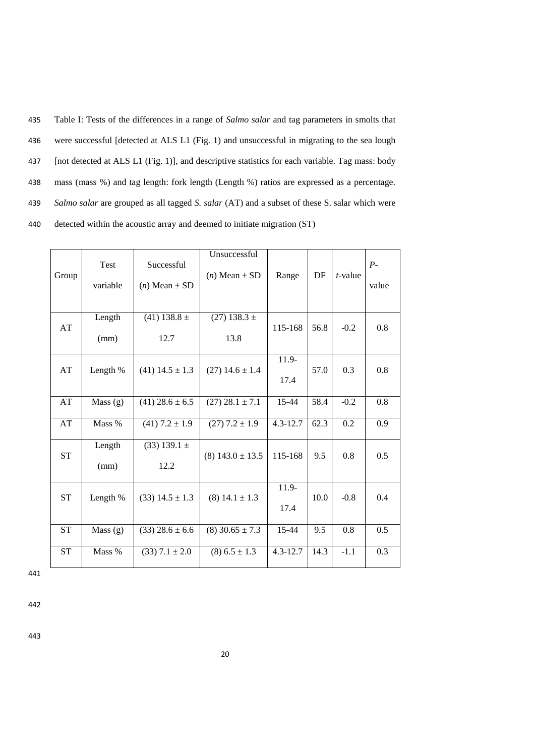Table I: Tests of the differences in a range of *Salmo salar* and tag parameters in smolts that were successful [detected at ALS L1 (Fig. 1) and unsuccessful in migrating to the sea lough [not detected at ALS L1 (Fig. 1)], and descriptive statistics for each variable. Tag mass: body mass (mass %) and tag length: fork length (Length %) ratios are expressed as a percentage. *Salmo salar* are grouped as all tagged *S. salar* (AT) and a subset of these S. salar which were detected within the acoustic array and deemed to initiate migration (ST)

| Group | Test variable | Successful ($n$) Mean ± SD | Unsuccessful ($n$) Mean ± SD | Range | DF | $t$-value | $P$-value |
|---|---|---|---|---|---|---|---|
| AT | Length (mm) | (41) 138.8 ± 12.7 | (27) 138.3 ± 13.8 | 115-168 | 56.8 | -0.2 | 0.8 |
| AT | Length % | (41) 14.5 ± 1.3 | (27) 14.6 ± 1.4 | 11.9-17.4 | 57.0 | 0.3 | 0.8 |
| AT | Mass (g) | (41) 28.6 ± 6.5 | (27) 28.1 ± 7.1 | 15-44 | 58.4 | -0.2 | 0.8 |
| AT | Mass % | (41) 7.2 ± 1.9 | (27) 7.2 ± 1.9 | 4.3-12.7 | 62.3 | 0.2 | 0.9 |
| ST | Length (mm) | (33) 139.1 ± 12.2 | (8) 143.0 ± 13.5 | 115-168 | 9.5 | 0.8 | 0.5 |
| ST | Length % | (33) 14.5 ± 1.3 | (8) 14.1 ± 1.3 | 11.9-17.4 | 10.0 | -0.8 | 0.4 |
| ST | Mass (g) | (33) 28.6 ± 6.6 | (8) 30.65 ± 7.3 | 15-44 | 9.5 | 0.8 | 0.5 |
| ST | Mass % | (33) 7.1 ± 2.0 | (8) 6.5 ± 1.3 | 4.3-12.7 | 14.3 | -1.1 | 0.3 |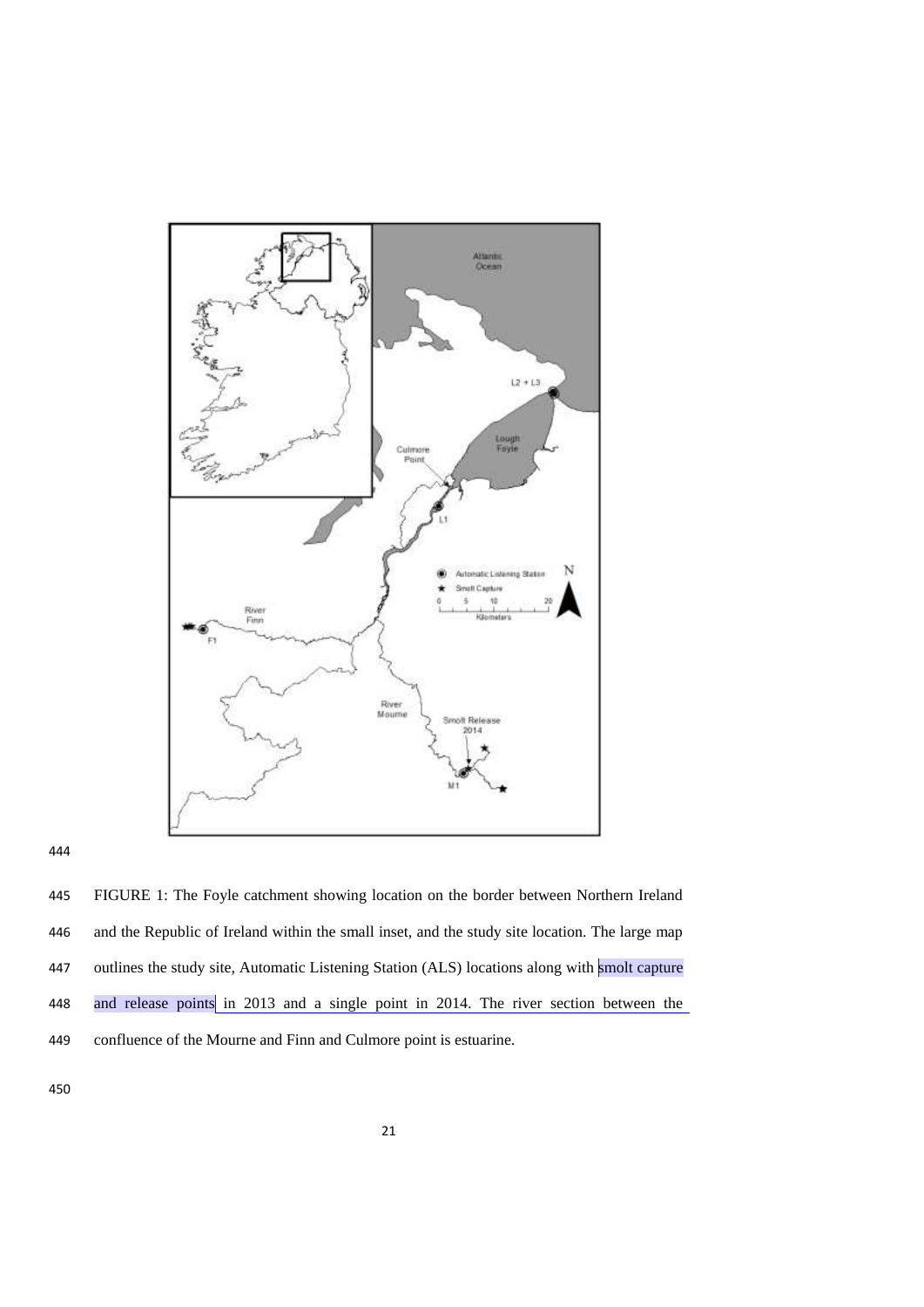Atlantic Ocean

L2 + L3

Lough Foyle

Culmore Point

L1

Automatic Listening Station

Smolt Capture

0 5 10 20

Kilometers

N

River Finn

F1

River Mourne

Smolt Release 2014

M1

444

445 FIGURE 1: The Foyle catchment showing location on the border between Northern Ireland
446 and the Republic of Ireland within the small inset, and the study site location. The large map
447 outlines the study site, Automatic Listening Station (ALS) locations along with smolt capture
448 and release points in 2013 and a single point in 2014. The river section between the
449 confluence of the Mourne and Finn and Culmore point is estuarine.

450